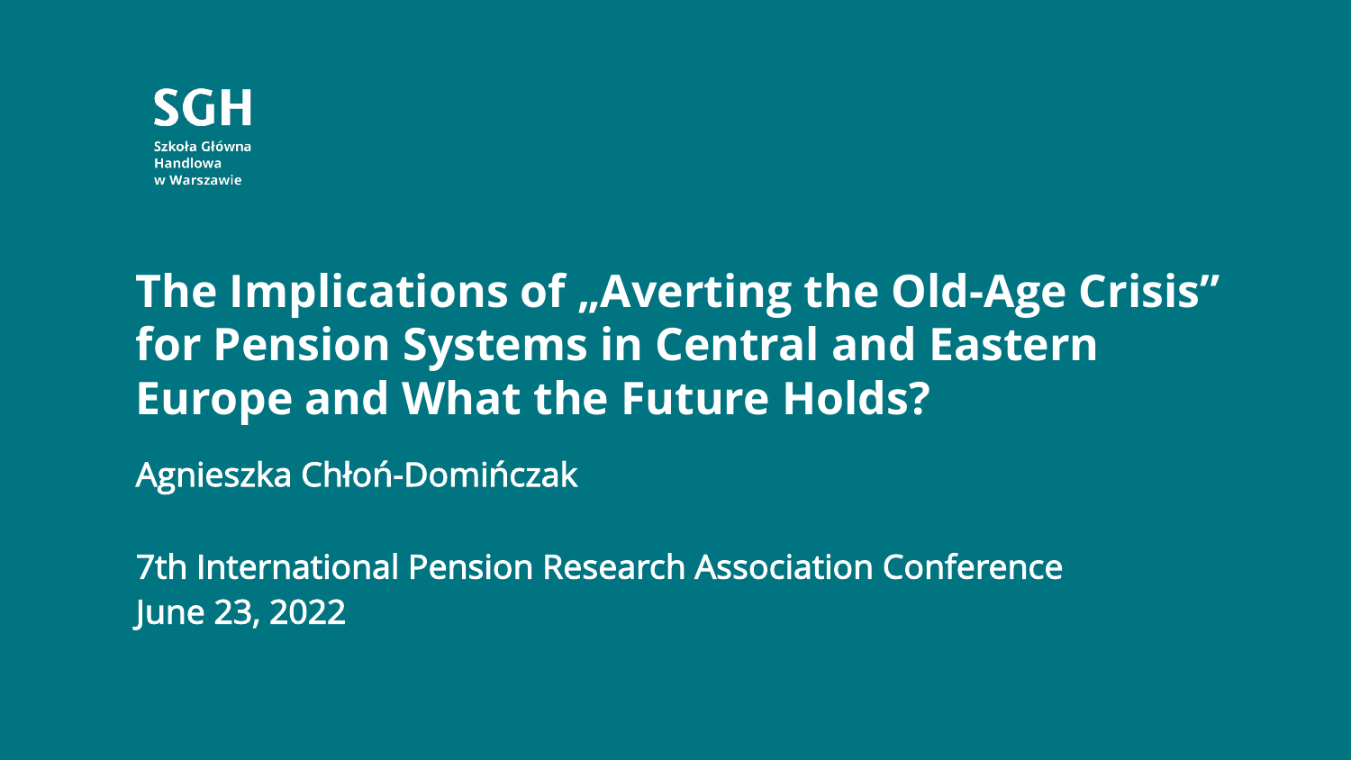**SGH**

Szkoła Główna
Handlowa
w Warszawie

# The Implications of „Averting the Old-Age Crisis" for Pension Systems in Central and Eastern Europe and What the Future Holds?

Agnieszka Chłoń-Domińczak

7th International Pension Research Association Conference
June 23, 2022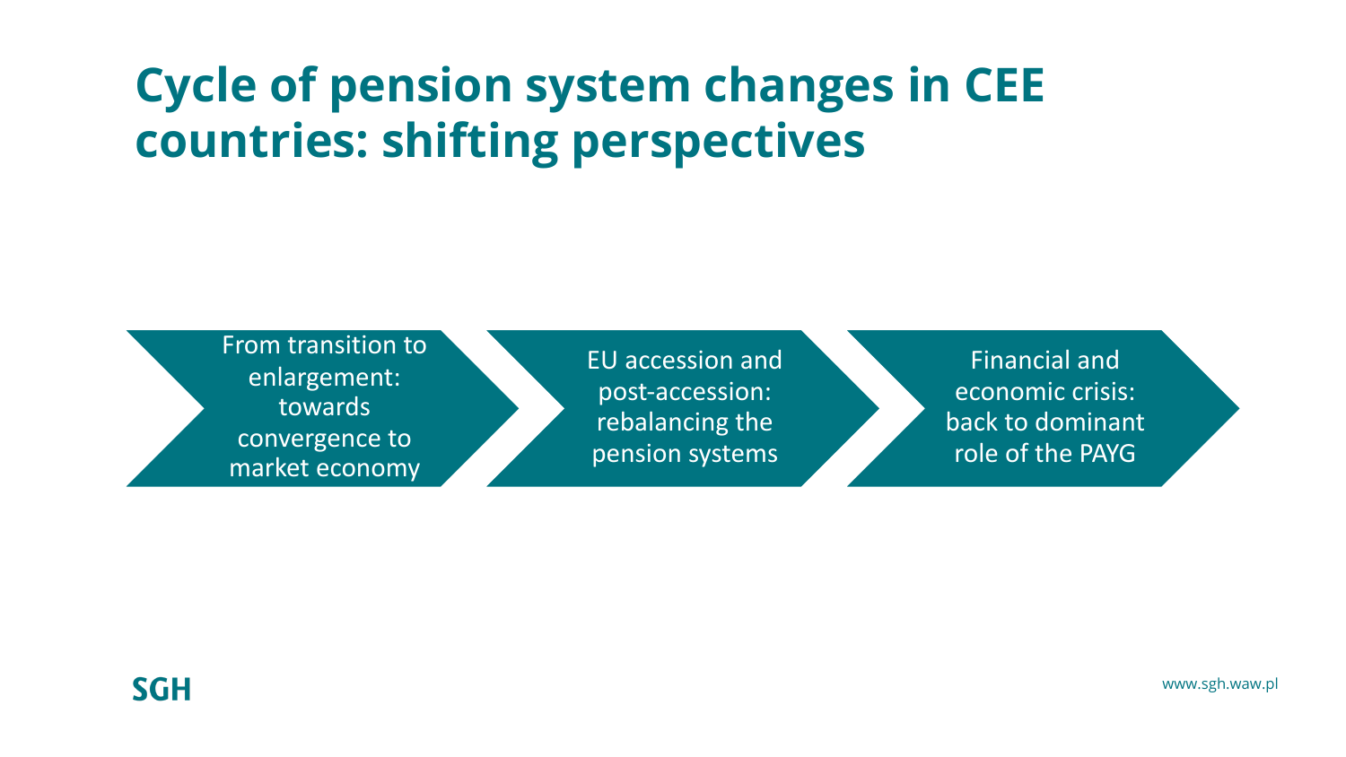# Cycle of pension system changes in CEE countries: shifting perspectives

1. From transition to enlargement: towards convergence to market economy
2. EU accession and post-accession: rebalancing the pension systems
3. Financial and economic crisis: back to dominant role of the PAYG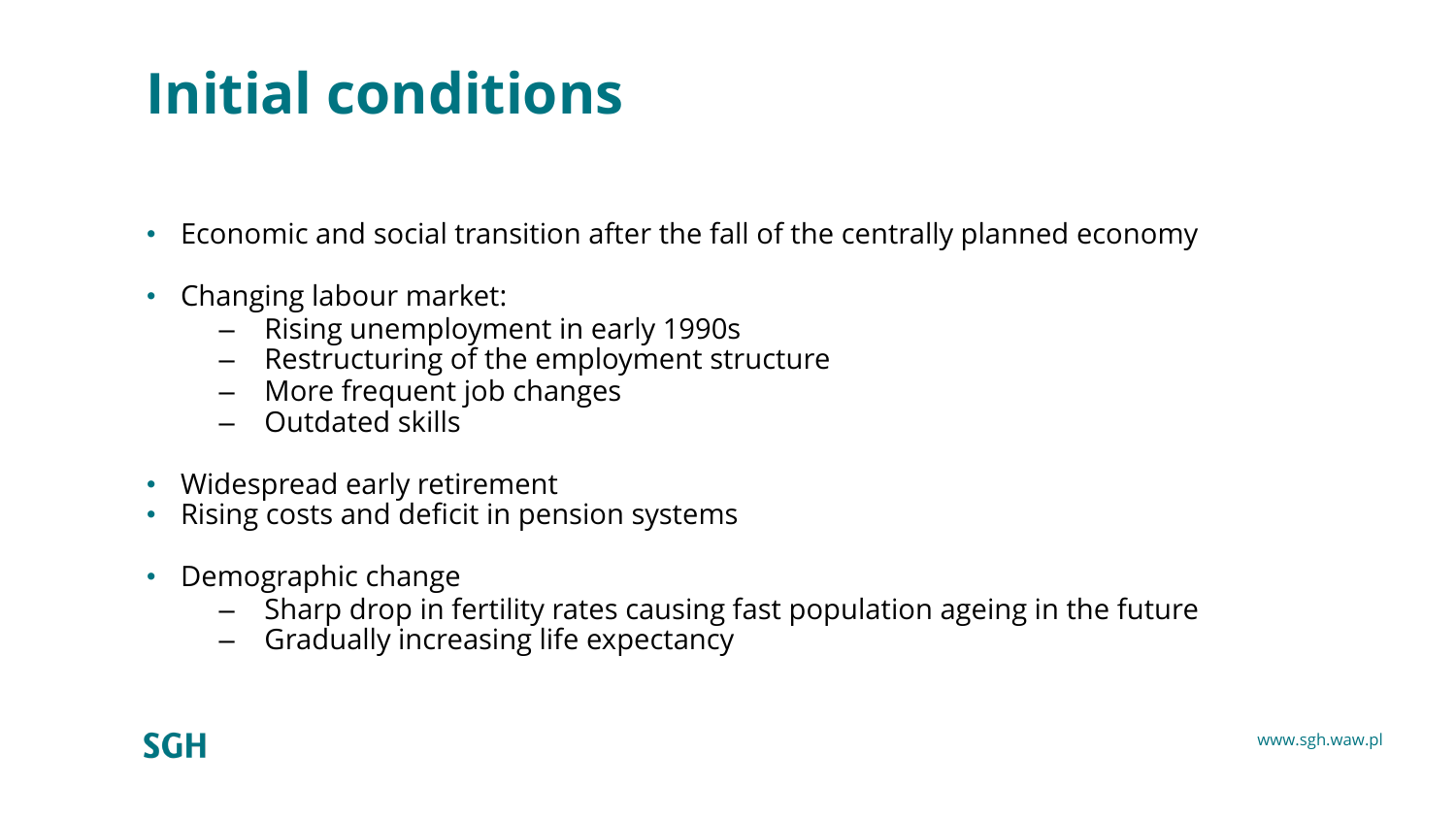# Initial conditions

- Economic and social transition after the fall of the centrally planned economy
- Changing labour market:
  - Rising unemployment in early 1990s
  - Restructuring of the employment structure
  - More frequent job changes
  - Outdated skills
- Widespread early retirement
- Rising costs and deficit in pension systems
- Demographic change
  - Sharp drop in fertility rates causing fast population ageing in the future
  - Gradually increasing life expectancy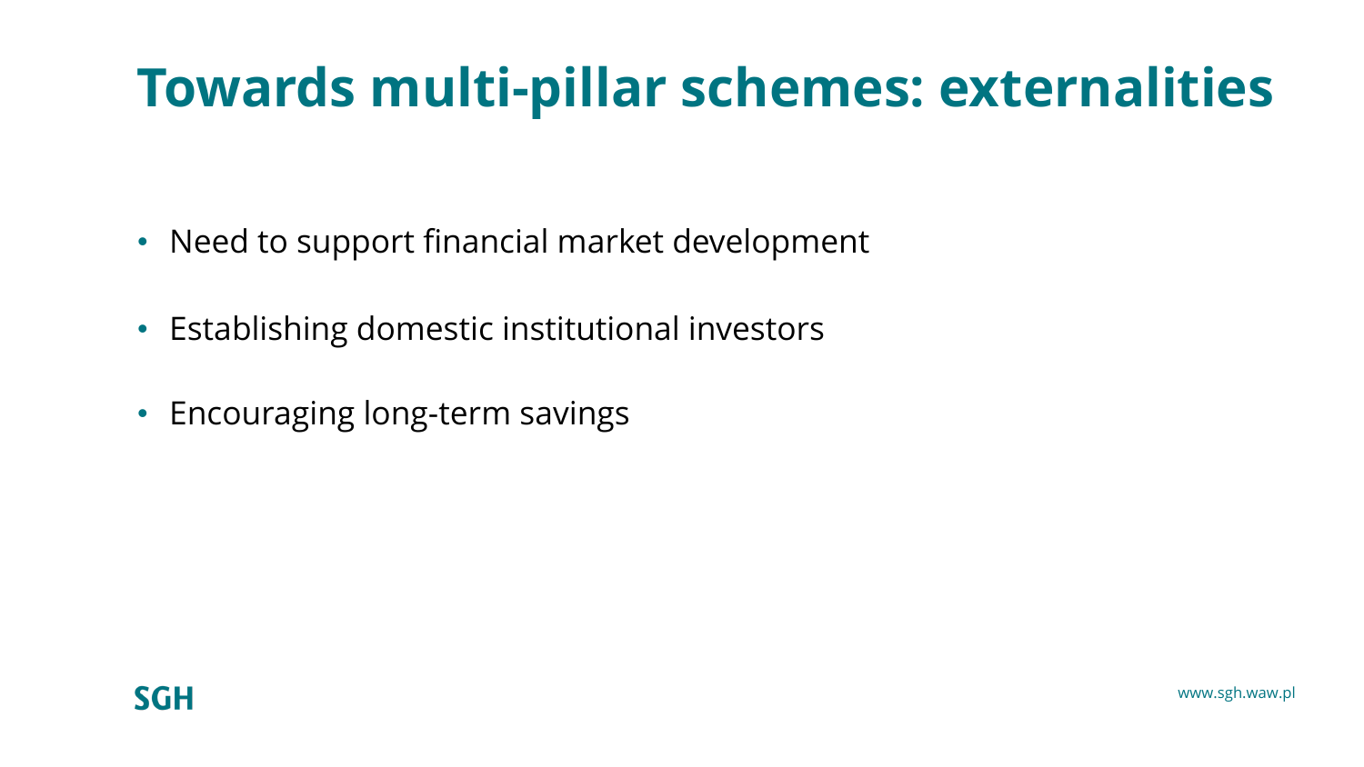# Towards multi-pillar schemes: externalities

- Need to support financial market development
- Establishing domestic institutional investors
- Encouraging long-term savings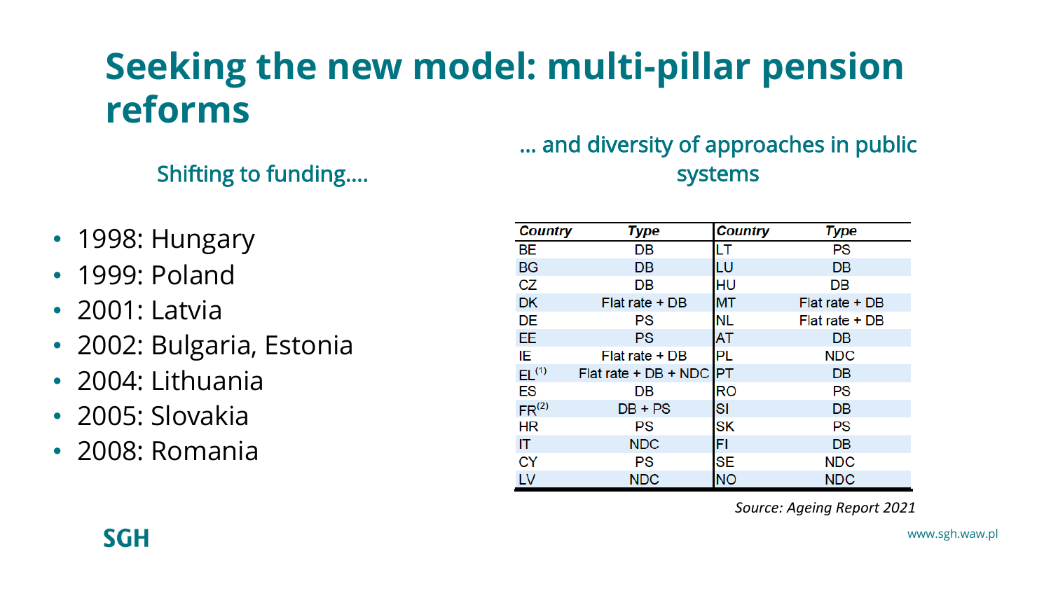# Seeking the new model: multi-pillar pension reforms

## Shifting to funding....

- 1998: Hungary
- 1999: Poland
- 2001: Latvia
- 2002: Bulgaria, Estonia
- 2004: Lithuania
- 2005: Slovakia
- 2008: Romania

## ... and diversity of approaches in public systems

| *Country* | *Type* | *Country* | *Type* |
|---|---|---|---|
| BE | DB | LT | PS |
| BG | DB | LU | DB |
| CZ | DB | HU | DB |
| DK | Flat rate + DB | MT | Flat rate + DB |
| DE | PS | NL | Flat rate + DB |
| EE | PS | AT | DB |
| IE | Flat rate + DB | PL | NDC |
| EL[(1)] | Flat rate + DB + NDC | PT | DB |
| ES | DB | RO | PS |
| FR[(2)] | DB + PS | SI | DB |
| HR | PS | SK | PS |
| IT | NDC | FI | DB |
| CY | PS | SE | NDC |
| LV | NDC | NO | NDC |

*Source: Ageing Report 2021*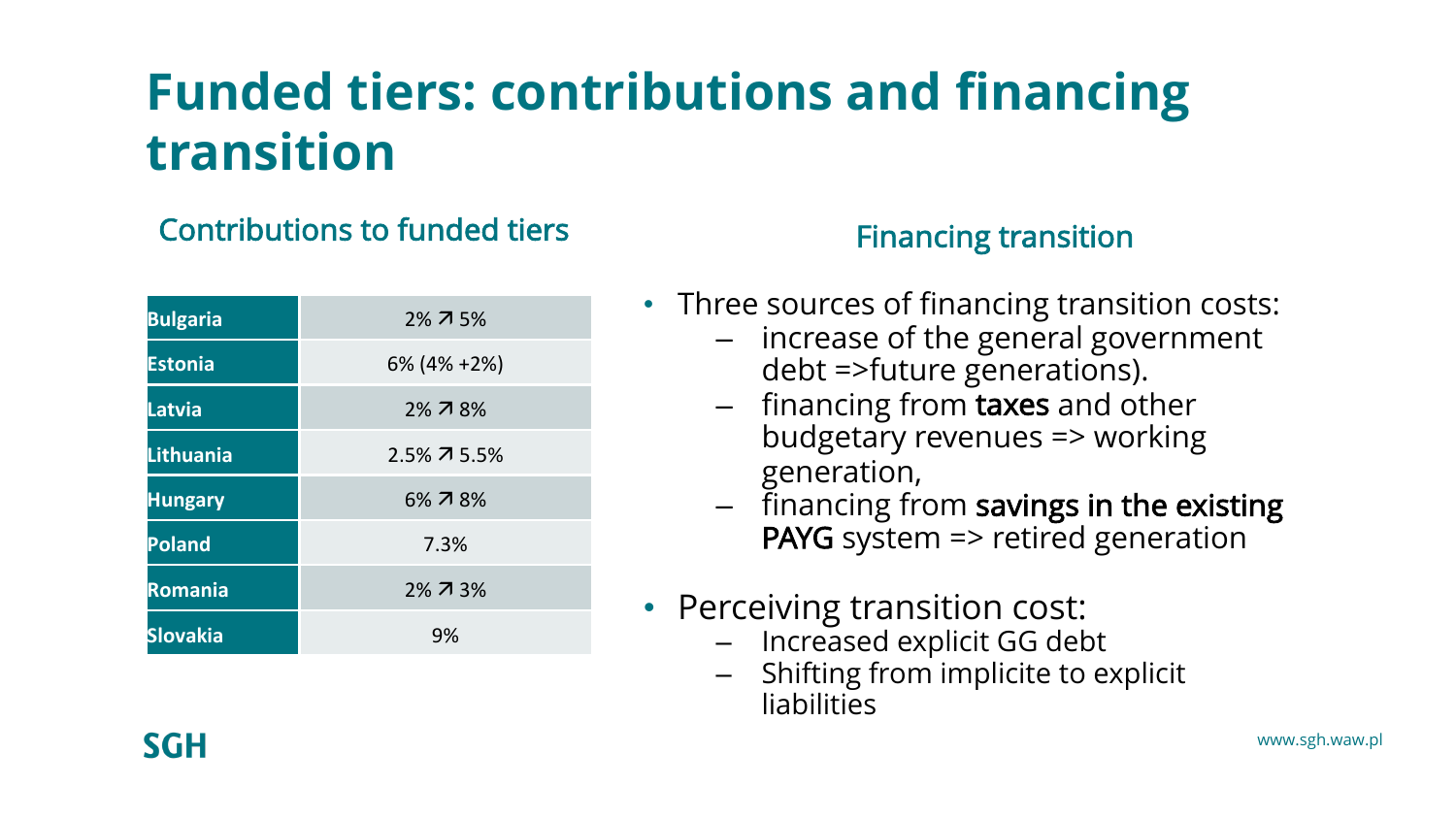# Funded tiers: contributions and financing transition

## Contributions to funded tiers

| Country | Contribution |
| --- | --- |
| **Bulgaria** | 2% ↗ 5% |
| **Estonia** | 6% (4% +2%) |
| **Latvia** | 2% ↗ 8% |
| **Lithuania** | 2.5% ↗ 5.5% |
| **Hungary** | 6% ↗ 8% |
| **Poland** | 7.3% |
| **Romania** | 2% ↗ 3% |
| **Slovakia** | 9% |

## Financing transition

- Three sources of financing transition costs:
  - increase of the general government debt =>future generations).
  - financing from **taxes** and other budgetary revenues => working generation,
  - financing from **savings in the existing PAYG** system => retired generation
- Perceiving transition cost:
  - Increased explicit GG debt
  - Shifting from implicite to explicit liabilities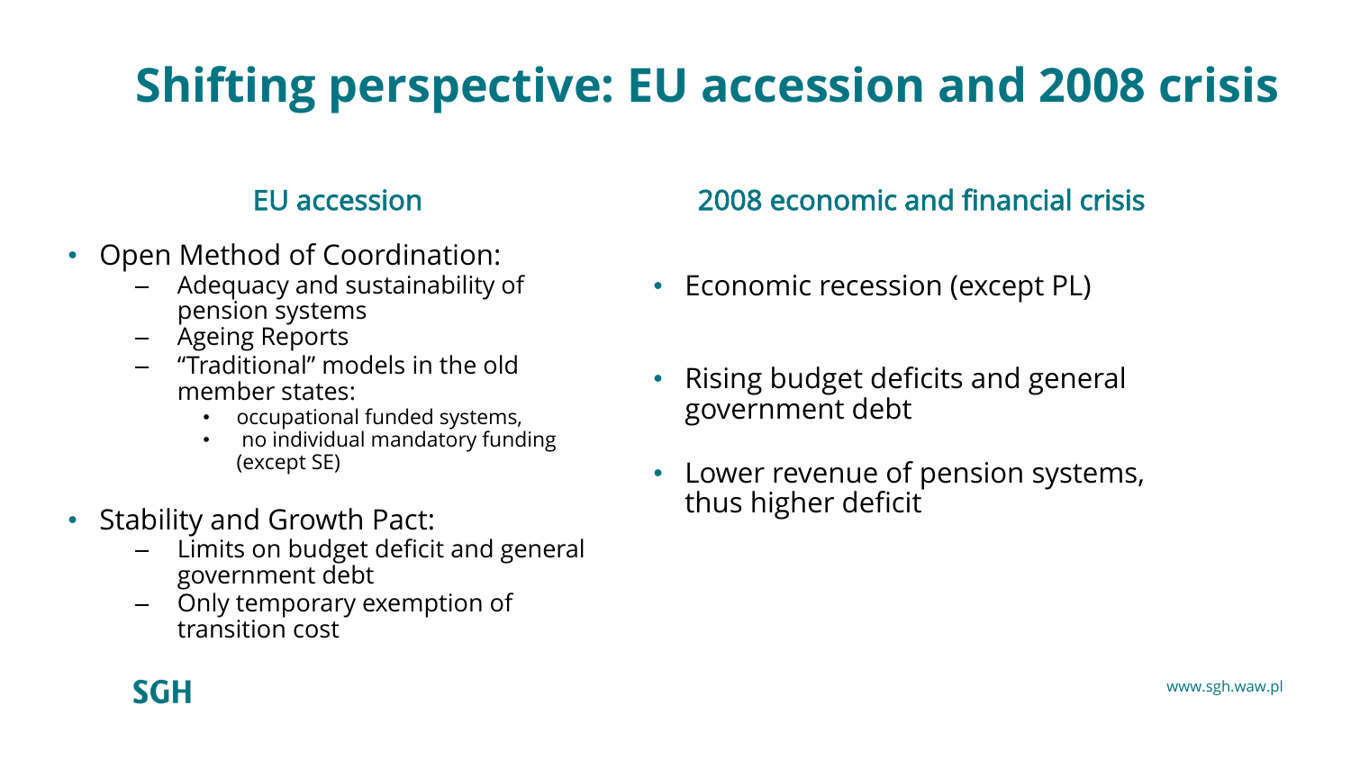# Shifting perspective: EU accession and 2008 crisis

## EU accession

- Open Method of Coordination:
  - Adequacy and sustainability of pension systems
  - Ageing Reports
  - "Traditional" models in the old member states:
    - occupational funded systems,
    - no individual mandatory funding (except SE)
- Stability and Growth Pact:
  - Limits on budget deficit and general government debt
  - Only temporary exemption of transition cost

## 2008 economic and financial crisis

- Economic recession (except PL)
- Rising budget deficits and general government debt
- Lower revenue of pension systems, thus higher deficit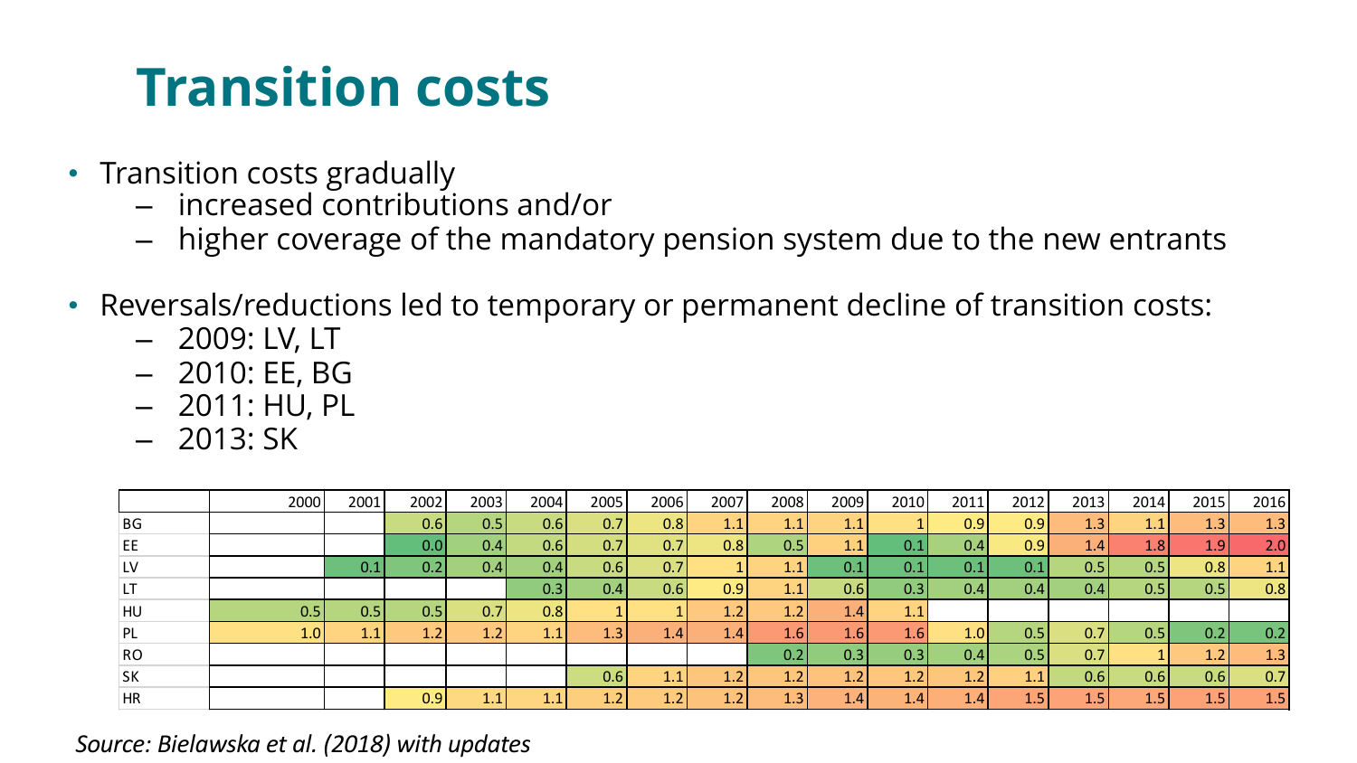# Transition costs

- Transition costs gradually
  - increased contributions and/or
  - higher coverage of the mandatory pension system due to the new entrants
- Reversals/reductions led to temporary or permanent decline of transition costs:
  - 2009: LV, LT
  - 2010: EE, BG
  - 2011: HU, PL
  - 2013: SK

| | 2000 | 2001 | 2002 | 2003 | 2004 | 2005 | 2006 | 2007 | 2008 | 2009 | 2010 | 2011 | 2012 | 2013 | 2014 | 2015 | 2016 |
|---|---|---|---|---|---|---|---|---|---|---|---|---|---|---|---|---|---|
| BG | | | 0.6 | 0.5 | 0.6 | 0.7 | 0.8 | 1.1 | 1.1 | 1.1 | 1 | 0.9 | 0.9 | 1.3 | 1.1 | 1.3 | 1.3 |
| EE | | | 0.0 | 0.4 | 0.6 | 0.7 | 0.7 | 0.8 | 0.5 | 1.1 | 0.1 | 0.4 | 0.9 | 1.4 | 1.8 | 1.9 | 2.0 |
| LV | | 0.1 | 0.2 | 0.4 | 0.4 | 0.6 | 0.7 | 1 | 1.1 | 0.1 | 0.1 | 0.1 | 0.1 | 0.5 | 0.5 | 0.8 | 1.1 |
| LT | | | | | 0.3 | 0.4 | 0.6 | 0.9 | 1.1 | 0.6 | 0.3 | 0.4 | 0.4 | 0.4 | 0.5 | 0.5 | 0.8 |
| HU | 0.5 | 0.5 | 0.5 | 0.7 | 0.8 | 1 | 1 | 1.2 | 1.2 | 1.4 | 1.1 | | | | | | |
| PL | 1.0 | 1.1 | 1.2 | 1.2 | 1.1 | 1.3 | 1.4 | 1.4 | 1.6 | 1.6 | 1.6 | 1.0 | 0.5 | 0.7 | 0.5 | 0.2 | 0.2 |
| RO | | | | | | | | | 0.2 | 0.3 | 0.3 | 0.4 | 0.5 | 0.7 | 1 | 1.2 | 1.3 |
| SK | | | | | | 0.6 | 1.1 | 1.2 | 1.2 | 1.2 | 1.2 | 1.2 | 1.1 | 0.6 | 0.6 | 0.6 | 0.7 |
| HR | | | 0.9 | 1.1 | 1.1 | 1.2 | 1.2 | 1.2 | 1.3 | 1.4 | 1.4 | 1.4 | 1.5 | 1.5 | 1.5 | 1.5 | 1.5 |

*Source: Bielawska et al. (2018) with updates*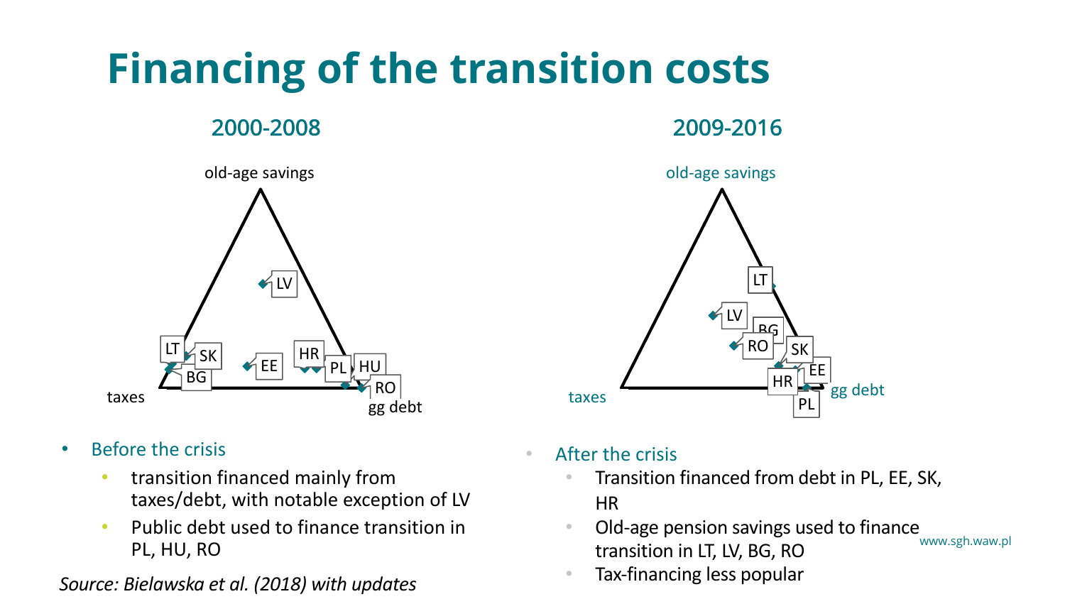# Financing of the transition costs

## 2000-2008

old-age savings

taxes

gg debt

LV, LT, SK, BG, EE, HR, PL, HU, RO

- Before the crisis
  - transition financed mainly from taxes/debt, with notable exception of LV
  - Public debt used to finance transition in PL, HU, RO

*Source: Bielawska et al. (2018) with updates*

## 2009-2016

old-age savings

taxes

gg debt

LT, LV, BG, RO, SK, EE, HR, PL

- After the crisis
  - Transition financed from debt in PL, EE, SK, HR
  - Old-age pension savings used to finance transition in LT, LV, BG, RO
  - Tax-financing less popular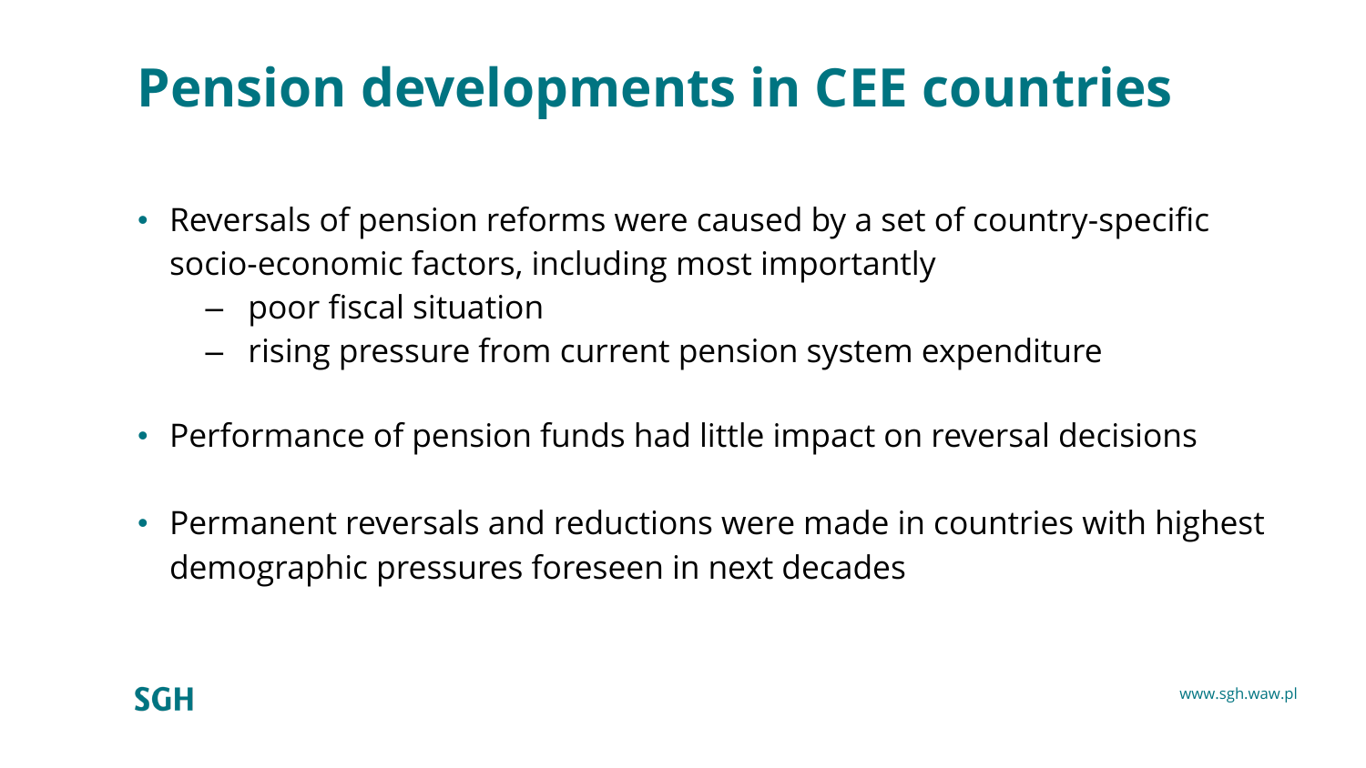# Pension developments in CEE countries

- Reversals of pension reforms were caused by a set of country-specific socio-economic factors, including most importantly
  - poor fiscal situation
  - rising pressure from current pension system expenditure
- Performance of pension funds had little impact on reversal decisions
- Permanent reversals and reductions were made in countries with highest demographic pressures foreseen in next decades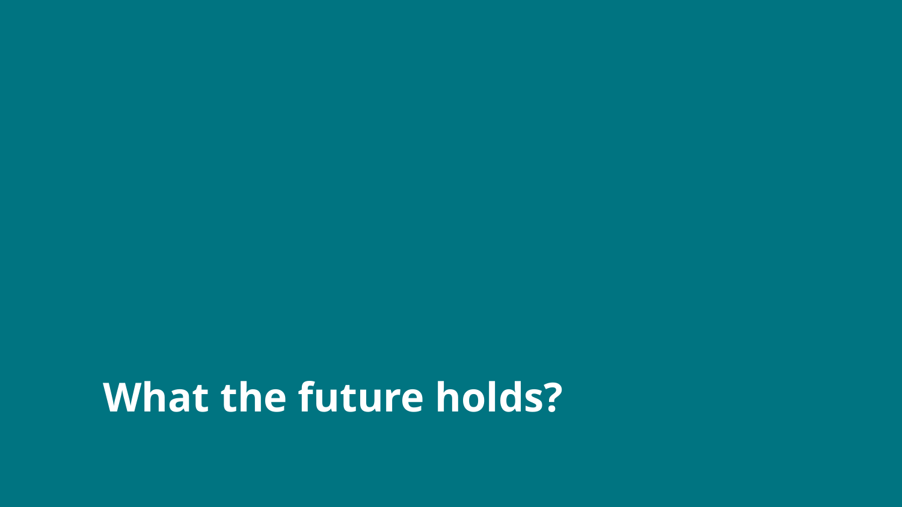# What the future holds?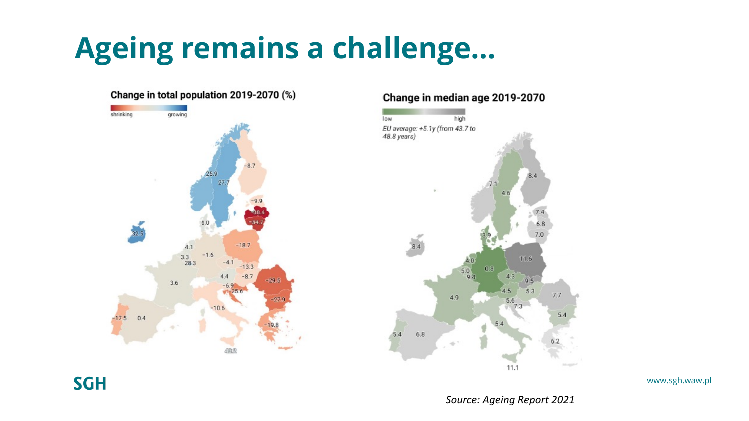# Ageing remains a challenge…

**Change in total population 2019-2070 (%)**

shrinking — growing

-8.7
25.9
27.7
-9.9
-38.4
-34.7
6.0
32.5
-18.7
4.1
3.3
28.3
-1.6
-4.1
-13.3
4.4
-8.7
-29.5
3.6
-6.9
-25.6
-27.9
-10.6
-17.5
0.4
-19.8
43.2

**Change in median age 2019-2070**

low — high

EU average: +5.1y (from 43.7 to 48.8 years)

8.4
7.1
4.6
7.4
6.8
7.0
3.9
8.4
4.0
0.8
11.6
5.0
9.4
4.3
9.5
4.5
5.3
7.7
4.9
5.6
7.3
5.4
5.4
6.8
6.2
11.1

*Source: Ageing Report 2021*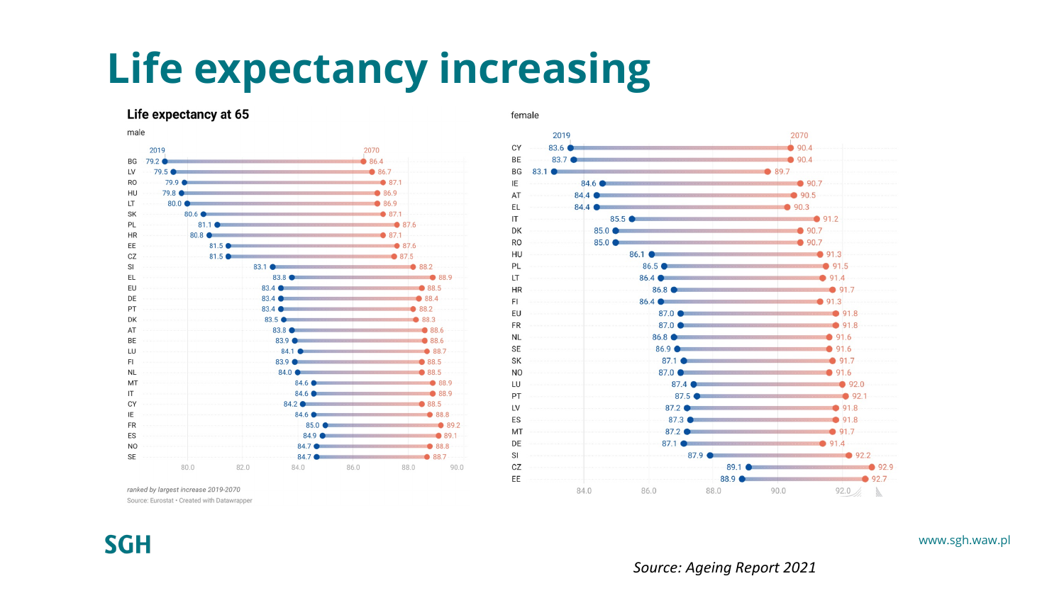# Life expectancy increasing

## Life expectancy at 65

male

| Country | 2019 | 2070 |
|---|---|---|
| BG | 79.2 | 86.4 |
| LV | 79.5 | 86.7 |
| RO | 79.9 | 87.1 |
| HU | 79.8 | 86.9 |
| LT | 80.0 | 86.9 |
| SK | 80.6 | 87.1 |
| PL | 81.1 | 87.6 |
| HR | 80.8 | 87.1 |
| EE | 81.5 | 87.6 |
| CZ | 81.5 | 87.5 |
| SI | 83.1 | 88.2 |
| EL | 83.8 | 88.9 |
| EU | 83.4 | 88.5 |
| DE | 83.4 | 88.4 |
| PT | 83.4 | 88.2 |
| DK | 83.5 | 88.3 |
| AT | 83.8 | 88.6 |
| BE | 83.9 | 88.6 |
| LU | 84.1 | 88.7 |
| FI | 83.9 | 88.5 |
| NL | 84.0 | 88.5 |
| MT | 84.6 | 88.9 |
| IT | 84.6 | 88.9 |
| CY | 84.2 | 88.5 |
| IE | 84.6 | 88.8 |
| FR | 85.0 | 89.2 |
| ES | 84.9 | 89.1 |
| NO | 84.7 | 88.8 |
| SE | 84.7 | 88.7 |

*ranked by largest increase 2019-2070*

Source: Eurostat • Created with Datawrapper

female

| Country | 2019 | 2070 |
|---|---|---|
| CY | 83.6 | 90.4 |
| BE | 83.7 | 90.4 |
| BG | 83.1 | 89.7 |
| IE | 84.6 | 90.7 |
| AT | 84.4 | 90.5 |
| EL | 84.4 | 90.3 |
| IT | 85.5 | 91.2 |
| DK | 85.0 | 90.7 |
| RO | 85.0 | 90.7 |
| HU | 86.1 | 91.3 |
| PL | 86.5 | 91.5 |
| LT | 86.4 | 91.4 |
| HR | 86.8 | 91.7 |
| FI | 86.4 | 91.3 |
| EU | 87.0 | 91.8 |
| FR | 87.0 | 91.8 |
| NL | 86.8 | 91.6 |
| SE | 86.9 | 91.6 |
| SK | 87.1 | 91.7 |
| NO | 87.0 | 91.6 |
| LU | 87.4 | 92.0 |
| PT | 87.5 | 92.1 |
| LV | 87.2 | 91.8 |
| ES | 87.3 | 91.8 |
| MT | 87.2 | 91.7 |
| DE | 87.1 | 91.4 |
| SI | 87.9 | 92.2 |
| CZ | 89.1 | 92.9 |
| EE | 88.9 | 92.7 |

*Source: Ageing Report 2021*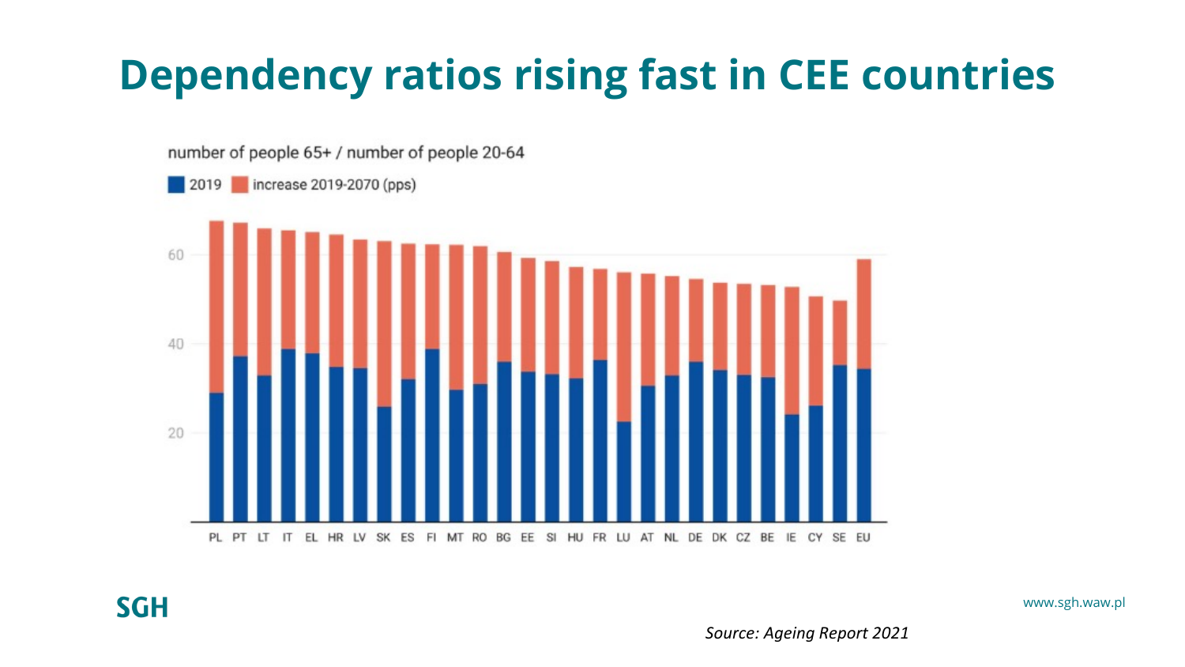# Dependency ratios rising fast in CEE countries

number of people 65+ / number of people 20-64

2019 | increase 2019-2070 (pps)

PL PT LT IT EL HR LV SK ES FI MT RO BG EE SI HU FR LU AT NL DE DK CZ BE IE CY SE EU

*Source: Ageing Report 2021*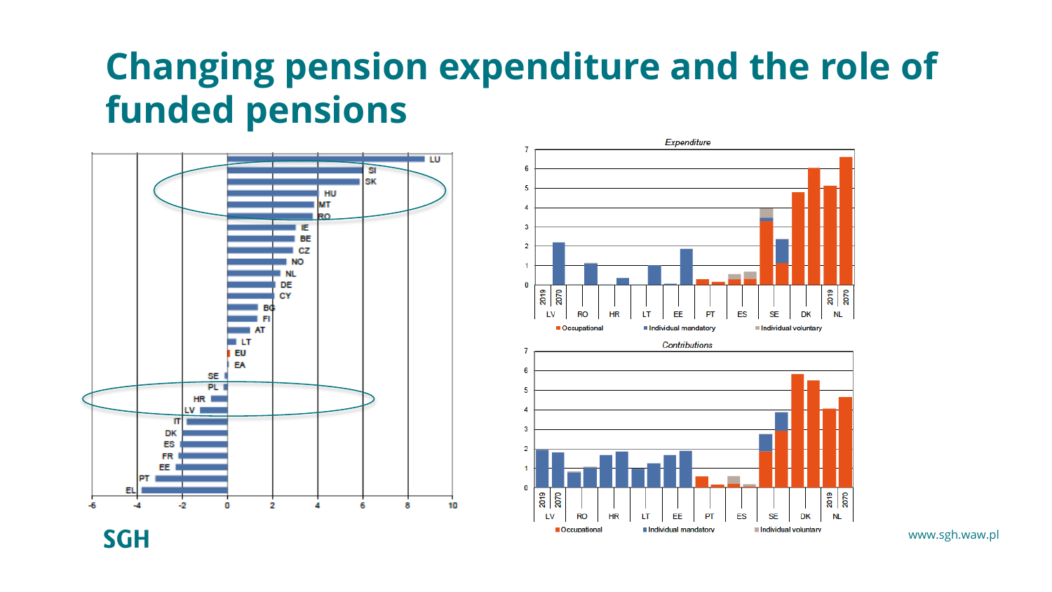# Changing pension expenditure and the role of funded pensions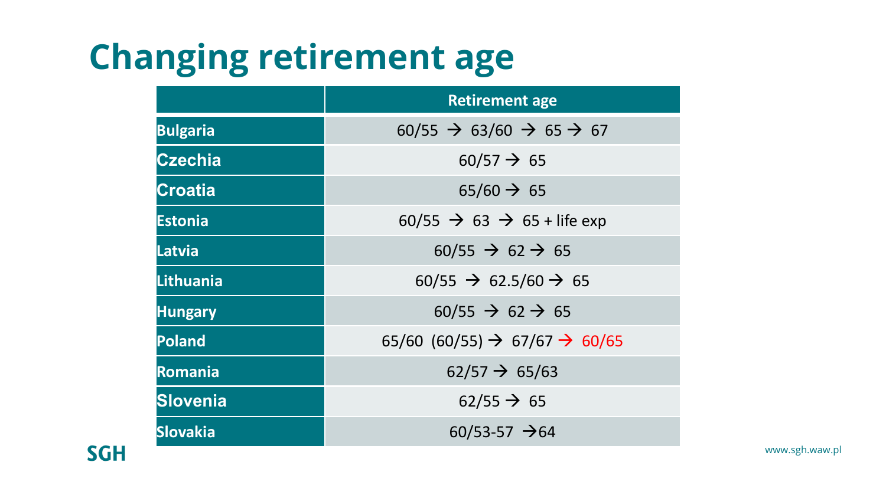# Changing retirement age

| | Retirement age |
|---|---|
| **Bulgaria** | 60/55 → 63/60 → 65 → 67 |
| **Czechia** | 60/57 → 65 |
| **Croatia** | 65/60 → 65 |
| **Estonia** | 60/55 → 63 → 65 + life exp |
| **Latvia** | 60/55 → 62 → 65 |
| **Lithuania** | 60/55 → 62.5/60 → 65 |
| **Hungary** | 60/55 → 62 → 65 |
| **Poland** | 65/60 (60/55) → 67/67 → 60/65 |
| **Romania** | 62/57 → 65/63 |
| **Slovenia** | 62/55 → 65 |
| **Slovakia** | 60/53-57 →64 |

SGH

www.sgh.waw.pl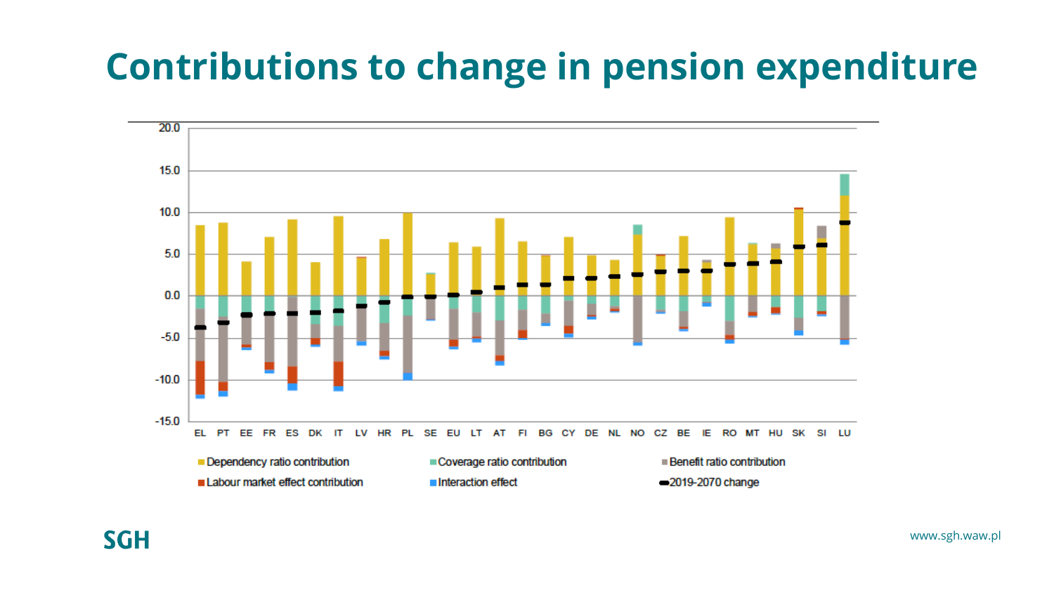# Contributions to change in pension expenditure

20.0
15.0
10.0
5.0
0.0
-5.0
-10.0
-15.0

EL PT EE FR ES DK IT LV HR PL SE EU LT AT FI BG CY DE NL NO CZ BE IE RO MT HU SK SI LU

Dependency ratio contribution
Coverage ratio contribution
Benefit ratio contribution
Labour market effect contribution
Interaction effect
2019-2070 change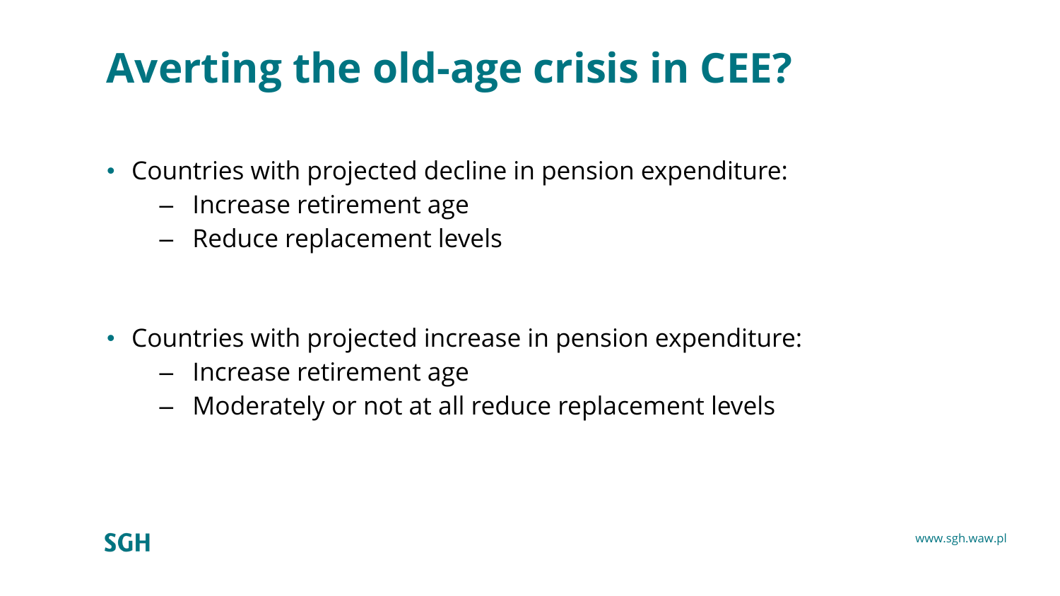# Averting the old-age crisis in CEE?

- Countries with projected decline in pension expenditure:
  - Increase retirement age
  - Reduce replacement levels

- Countries with projected increase in pension expenditure:
  - Increase retirement age
  - Moderately or not at all reduce replacement levels